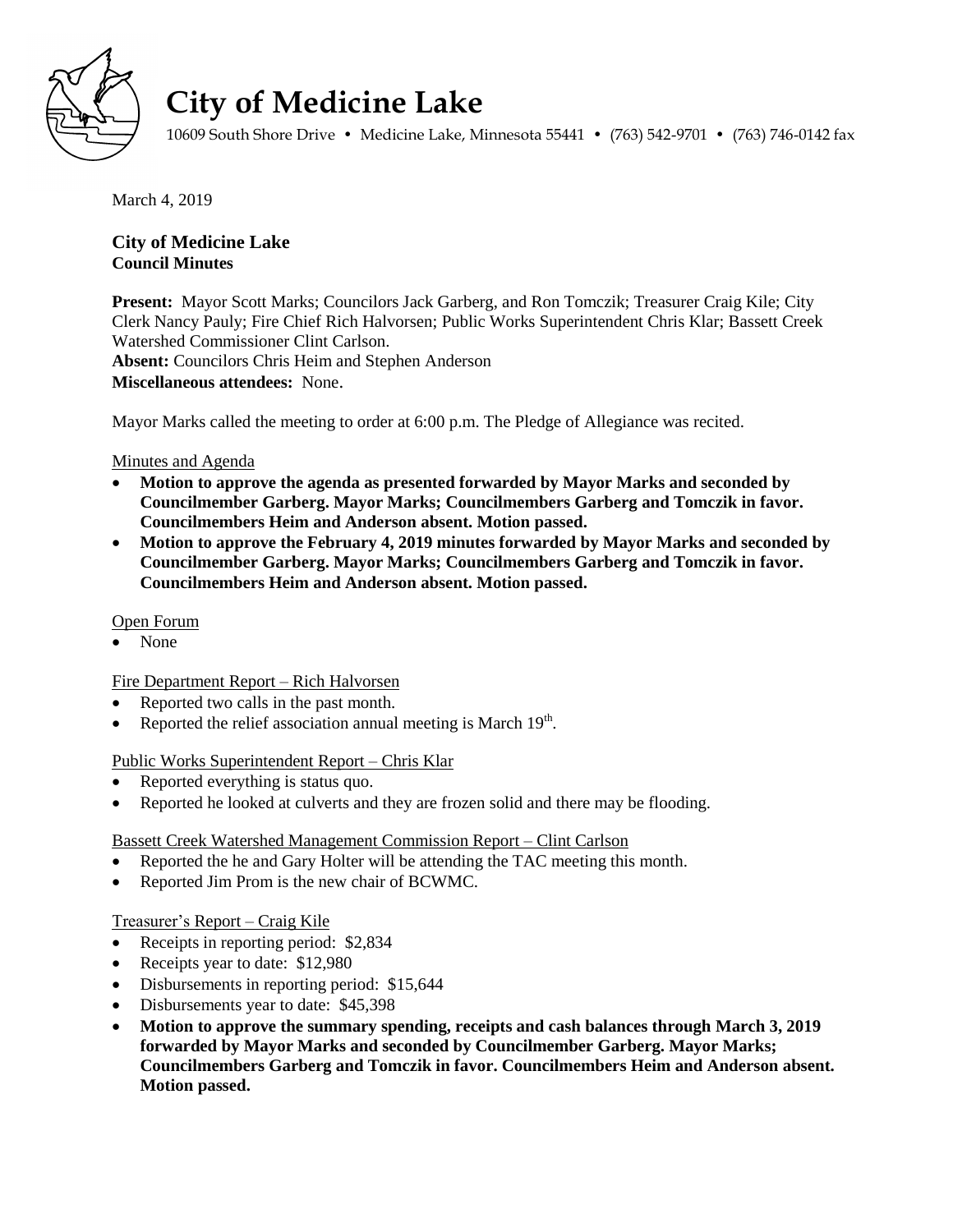# City of Medicine Lake

10609 South Shore Drive • Medicine Lake, Minnesota 55441 • (763) 542-9701 • (763) 746-0142 fax

March 4, 2019

**City of Medicine Lake**
**Council Minutes**

**Present:** Mayor Scott Marks; Councilors Jack Garberg, and Ron Tomczik; Treasurer Craig Kile; City Clerk Nancy Pauly; Fire Chief Rich Halvorsen; Public Works Superintendent Chris Klar; Bassett Creek Watershed Commissioner Clint Carlson.
**Absent:** Councilors Chris Heim and Stephen Anderson
**Miscellaneous attendees:** None.

Mayor Marks called the meeting to order at 6:00 p.m. The Pledge of Allegiance was recited.

Minutes and Agenda

- **Motion to approve the agenda as presented forwarded by Mayor Marks and seconded by Councilmember Garberg. Mayor Marks; Councilmembers Garberg and Tomczik in favor. Councilmembers Heim and Anderson absent. Motion passed.**
- **Motion to approve the February 4, 2019 minutes forwarded by Mayor Marks and seconded by Councilmember Garberg. Mayor Marks; Councilmembers Garberg and Tomczik in favor. Councilmembers Heim and Anderson absent. Motion passed.**

Open Forum

- None

Fire Department Report – Rich Halvorsen

- Reported two calls in the past month.
- Reported the relief association annual meeting is March 19th.

Public Works Superintendent Report – Chris Klar

- Reported everything is status quo.
- Reported he looked at culverts and they are frozen solid and there may be flooding.

Bassett Creek Watershed Management Commission Report – Clint Carlson

- Reported the he and Gary Holter will be attending the TAC meeting this month.
- Reported Jim Prom is the new chair of BCWMC.

Treasurer's Report – Craig Kile

- Receipts in reporting period: $2,834
- Receipts year to date: $12,980
- Disbursements in reporting period: $15,644
- Disbursements year to date: $45,398
- **Motion to approve the summary spending, receipts and cash balances through March 3, 2019 forwarded by Mayor Marks and seconded by Councilmember Garberg. Mayor Marks; Councilmembers Garberg and Tomczik in favor. Councilmembers Heim and Anderson absent. Motion passed.**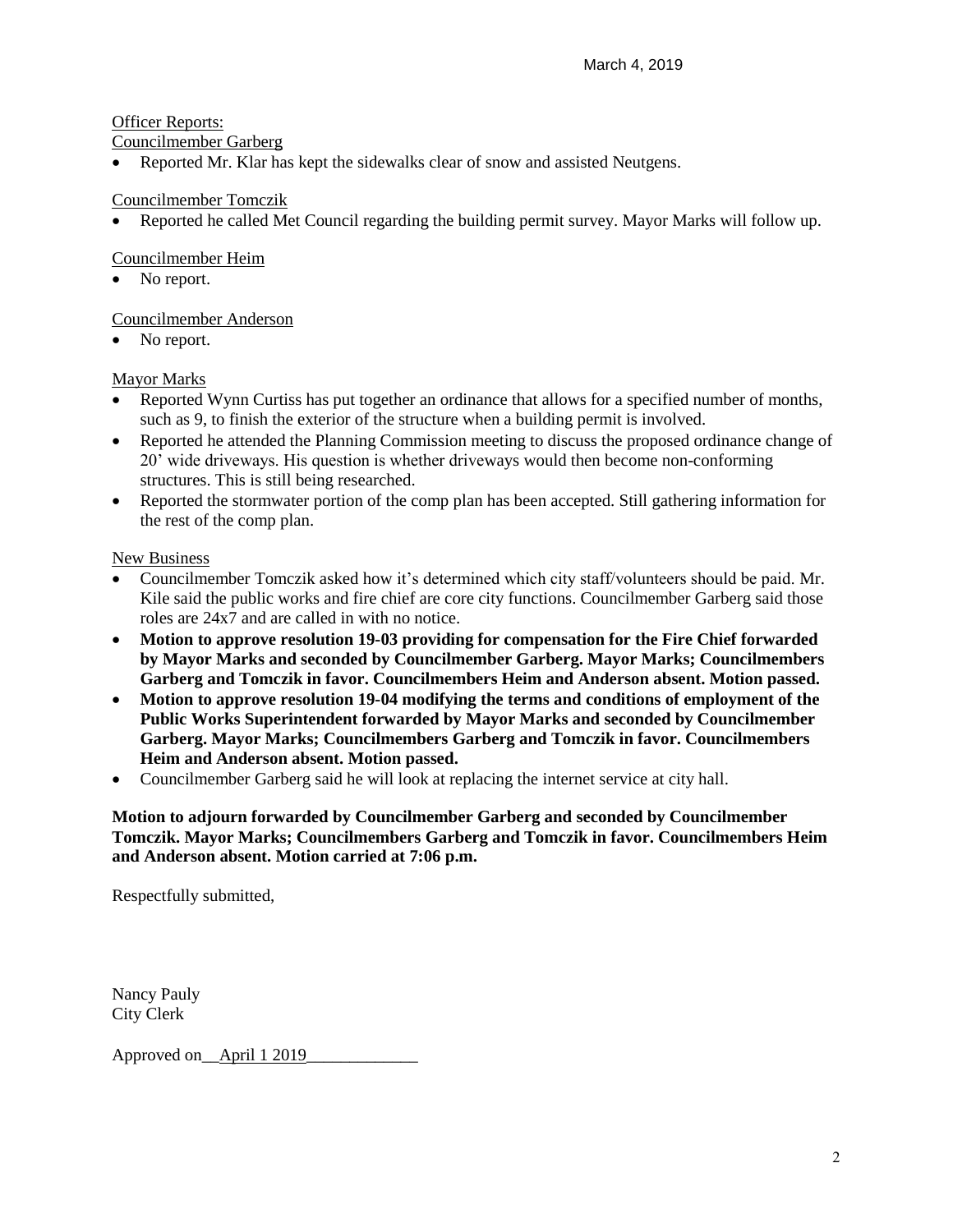March 4, 2019

Officer Reports:

Councilmember Garberg

- Reported Mr. Klar has kept the sidewalks clear of snow and assisted Neutgens.

Councilmember Tomczik

- Reported he called Met Council regarding the building permit survey. Mayor Marks will follow up.

Councilmember Heim

- No report.

Councilmember Anderson

- No report.

Mayor Marks

- Reported Wynn Curtiss has put together an ordinance that allows for a specified number of months, such as 9, to finish the exterior of the structure when a building permit is involved.
- Reported he attended the Planning Commission meeting to discuss the proposed ordinance change of 20' wide driveways. His question is whether driveways would then become non-conforming structures. This is still being researched.
- Reported the stormwater portion of the comp plan has been accepted. Still gathering information for the rest of the comp plan.

New Business

- Councilmember Tomczik asked how it's determined which city staff/volunteers should be paid. Mr. Kile said the public works and fire chief are core city functions. Councilmember Garberg said those roles are 24x7 and are called in with no notice.
- **Motion to approve resolution 19-03 providing for compensation for the Fire Chief forwarded by Mayor Marks and seconded by Councilmember Garberg. Mayor Marks; Councilmembers Garberg and Tomczik in favor. Councilmembers Heim and Anderson absent. Motion passed.**
- **Motion to approve resolution 19-04 modifying the terms and conditions of employment of the Public Works Superintendent forwarded by Mayor Marks and seconded by Councilmember Garberg. Mayor Marks; Councilmembers Garberg and Tomczik in favor. Councilmembers Heim and Anderson absent. Motion passed.**
- Councilmember Garberg said he will look at replacing the internet service at city hall.

**Motion to adjourn forwarded by Councilmember Garberg and seconded by Councilmember Tomczik. Mayor Marks; Councilmembers Garberg and Tomczik in favor. Councilmembers Heim and Anderson absent. Motion carried at 7:06 p.m.**

Respectfully submitted,

Nancy Pauly
City Clerk

Approved on April 1 2019